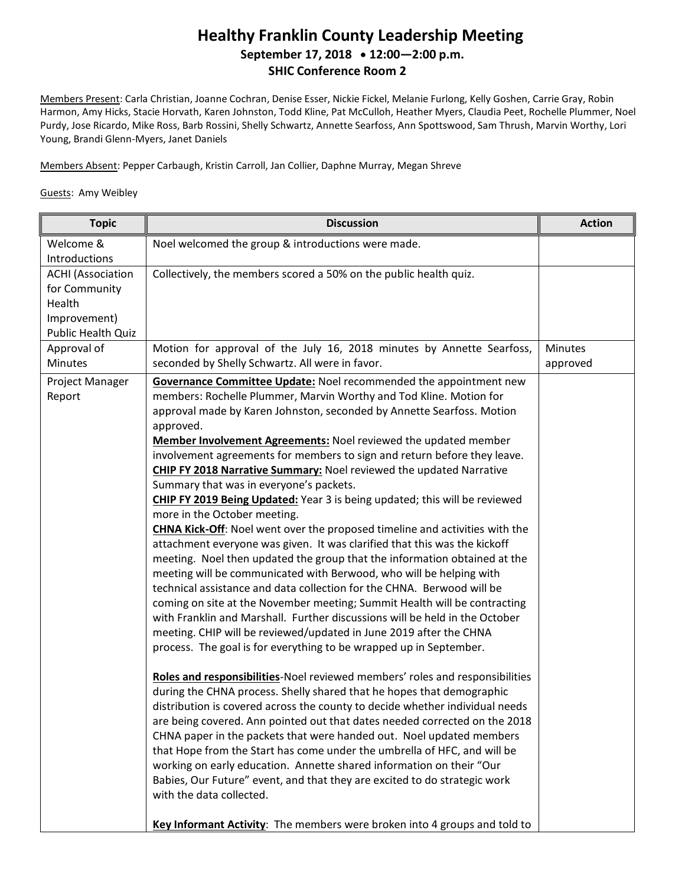# Healthy Franklin County Leadership Meeting

**September 17, 2018 • 12:00—2:00 p.m.**

**SHIC Conference Room 2**

Members Present: Carla Christian, Joanne Cochran, Denise Esser, Nickie Fickel, Melanie Furlong, Kelly Goshen, Carrie Gray, Robin Harmon, Amy Hicks, Stacie Horvath, Karen Johnston, Todd Kline, Pat McCulloh, Heather Myers, Claudia Peet, Rochelle Plummer, Noel Purdy, Jose Ricardo, Mike Ross, Barb Rossini, Shelly Schwartz, Annette Searfoss, Ann Spottswood, Sam Thrush, Marvin Worthy, Lori Young, Brandi Glenn-Myers, Janet Daniels

Members Absent: Pepper Carbaugh, Kristin Carroll, Jan Collier, Daphne Murray, Megan Shreve

Guests: Amy Weibley

| Topic | Discussion | Action |
|---|---|---|
| Welcome & Introductions | Noel welcomed the group & introductions were made. | |
| ACHI (Association for Community Health Improvement) Public Health Quiz | Collectively, the members scored a 50% on the public health quiz. | |
| Approval of Minutes | Motion for approval of the July 16, 2018 minutes by Annette Searfoss, seconded by Shelly Schwartz. All were in favor. | Minutes approved |
| Project Manager Report | **Governance Committee Update:** Noel recommended the appointment new members: Rochelle Plummer, Marvin Worthy and Tod Kline. Motion for approval made by Karen Johnston, seconded by Annette Searfoss. Motion approved.<br>**Member Involvement Agreements:** Noel reviewed the updated member involvement agreements for members to sign and return before they leave.<br>**CHIP FY 2018 Narrative Summary:** Noel reviewed the updated Narrative Summary that was in everyone's packets.<br>**CHIP FY 2019 Being Updated:** Year 3 is being updated; this will be reviewed more in the October meeting.<br>**CHNA Kick-Off**: Noel went over the proposed timeline and activities with the attachment everyone was given. It was clarified that this was the kickoff meeting. Noel then updated the group that the information obtained at the meeting will be communicated with Berwood, who will be helping with technical assistance and data collection for the CHNA. Berwood will be coming on site at the November meeting; Summit Health will be contracting with Franklin and Marshall. Further discussions will be held in the October meeting. CHIP will be reviewed/updated in June 2019 after the CHNA process. The goal is for everything to be wrapped up in September.<br><br>**Roles and responsibilities**-Noel reviewed members' roles and responsibilities during the CHNA process. Shelly shared that he hopes that demographic distribution is covered across the county to decide whether individual needs are being covered. Ann pointed out that dates needed corrected on the 2018 CHNA paper in the packets that were handed out. Noel updated members that Hope from the Start has come under the umbrella of HFC, and will be working on early education. Annette shared information on their "Our Babies, Our Future" event, and that they are excited to do strategic work with the data collected.<br><br>**Key Informant Activity**: The members were broken into 4 groups and told to | |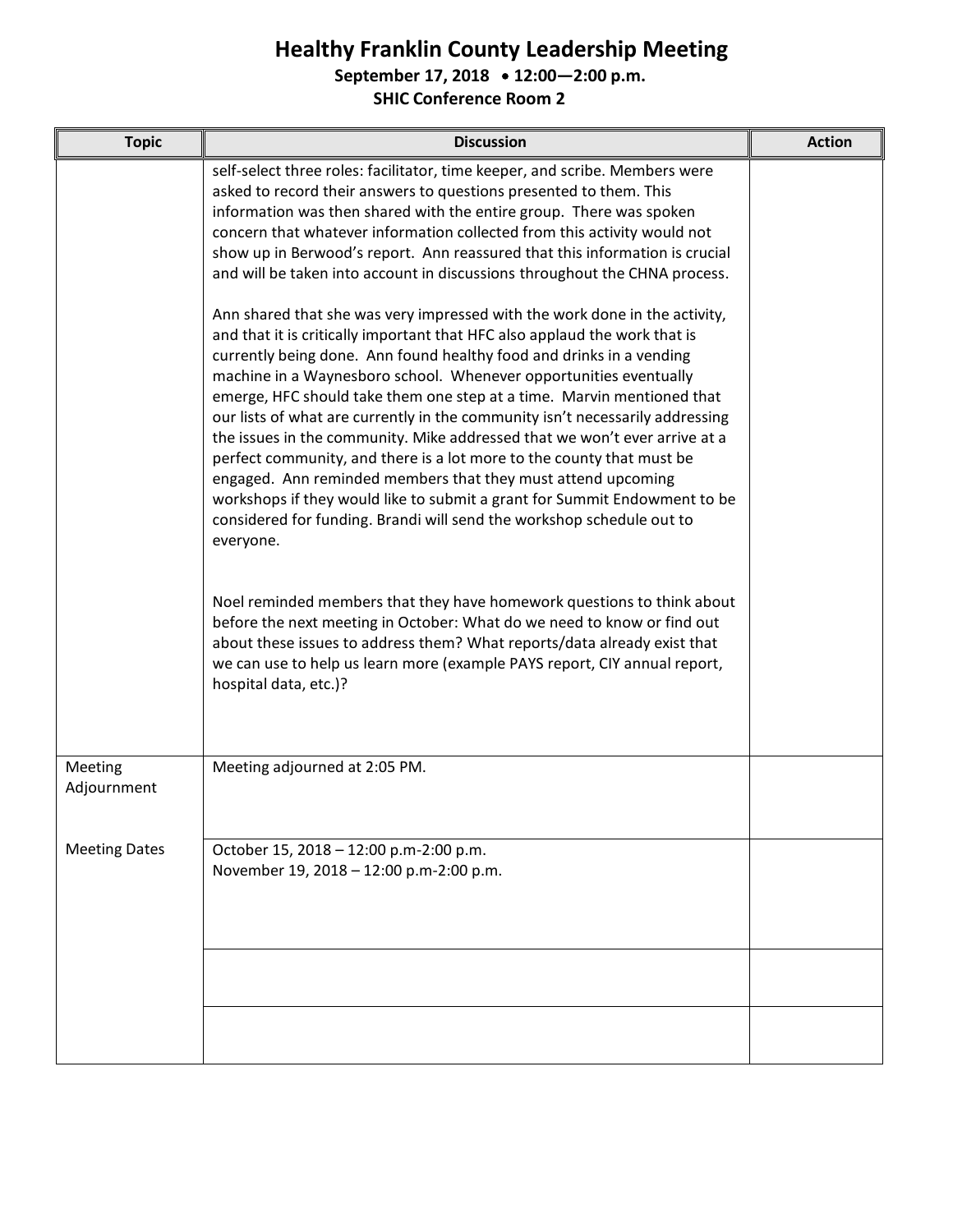# Healthy Franklin County Leadership Meeting

**September 17, 2018 • 12:00—2:00 p.m.**

**SHIC Conference Room 2**

| Topic | Discussion | Action |
|---|---|---|
| | self-select three roles: facilitator, time keeper, and scribe. Members were asked to record their answers to questions presented to them. This information was then shared with the entire group. There was spoken concern that whatever information collected from this activity would not show up in Berwood's report. Ann reassured that this information is crucial and will be taken into account in discussions throughout the CHNA process.<br><br>Ann shared that she was very impressed with the work done in the activity, and that it is critically important that HFC also applaud the work that is currently being done. Ann found healthy food and drinks in a vending machine in a Waynesboro school. Whenever opportunities eventually emerge, HFC should take them one step at a time. Marvin mentioned that our lists of what are currently in the community isn't necessarily addressing the issues in the community. Mike addressed that we won't ever arrive at a perfect community, and there is a lot more to the county that must be engaged. Ann reminded members that they must attend upcoming workshops if they would like to submit a grant for Summit Endowment to be considered for funding. Brandi will send the workshop schedule out to everyone.<br><br>Noel reminded members that they have homework questions to think about before the next meeting in October: What do we need to know or find out about these issues to address them? What reports/data already exist that we can use to help us learn more (example PAYS report, CIY annual report, hospital data, etc.)? | |
| Meeting Adjournment | Meeting adjourned at 2:05 PM. | |
| Meeting Dates | October 15, 2018 – 12:00 p.m-2:00 p.m.<br>November 19, 2018 – 12:00 p.m-2:00 p.m. | |
| | | |
| | | |